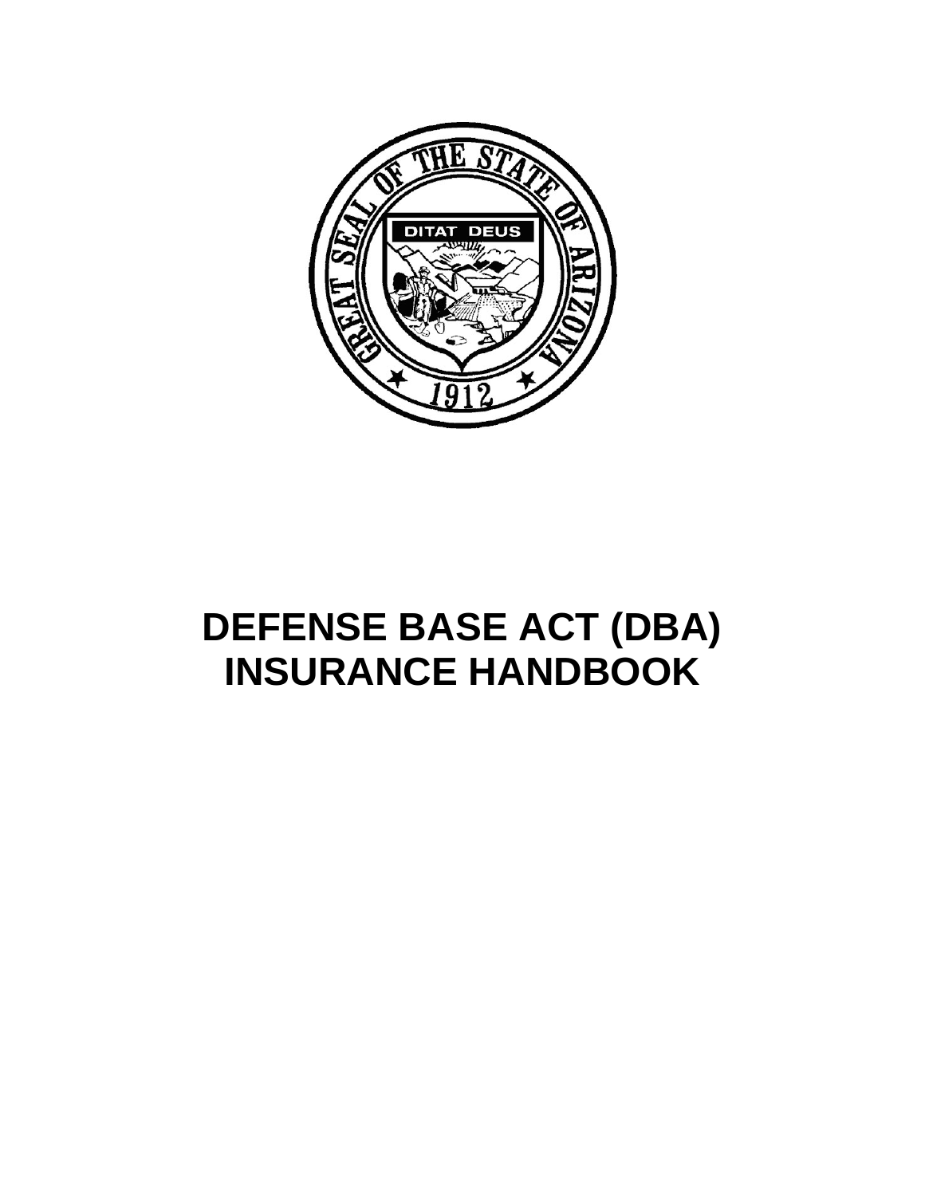# DEFENSE BASE ACT (DBA) INSURANCE HANDBOOK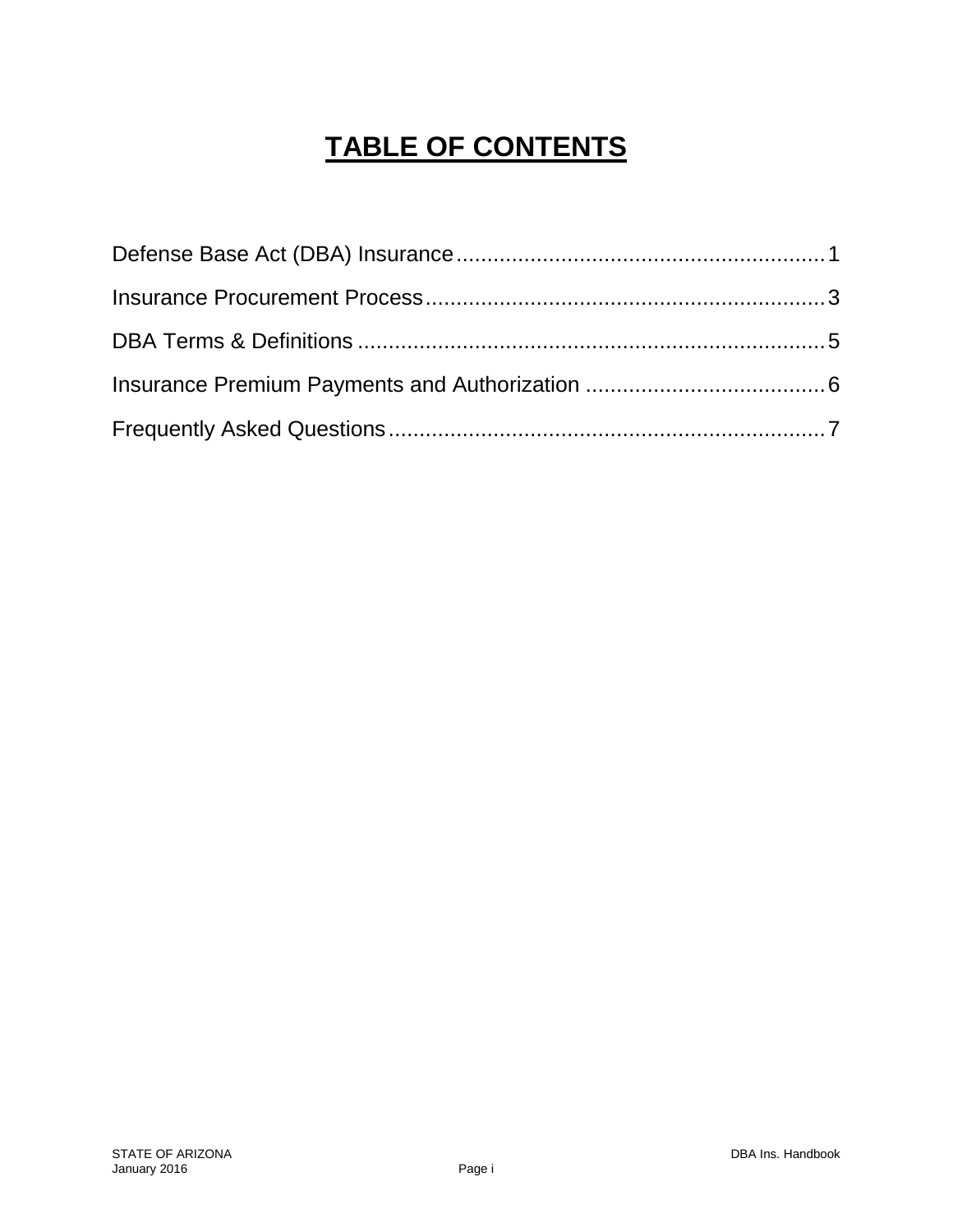# TABLE OF CONTENTS

Defense Base Act (DBA) Insurance ............................................................ 1

Insurance Procurement Process ................................................................ 3

DBA Terms & Definitions ........................................................................... 5

Insurance Premium Payments and Authorization ...................................... 6

Frequently Asked Questions ....................................................................... 7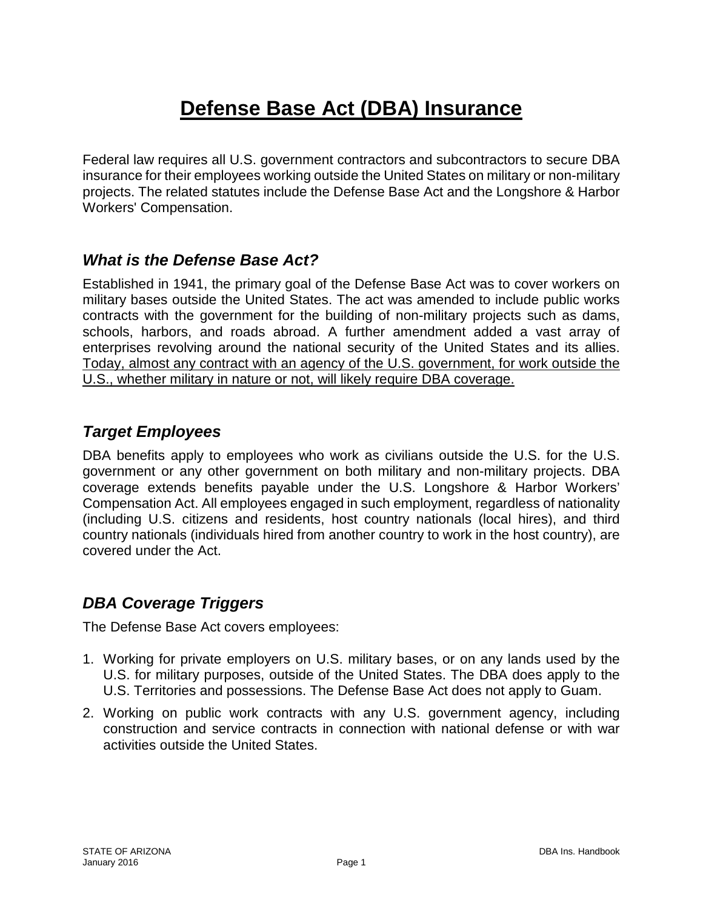# Defense Base Act (DBA) Insurance

Federal law requires all U.S. government contractors and subcontractors to secure DBA insurance for their employees working outside the United States on military or non-military projects. The related statutes include the Defense Base Act and the Longshore & Harbor Workers' Compensation.

## *What is the Defense Base Act?*

Established in 1941, the primary goal of the Defense Base Act was to cover workers on military bases outside the United States. The act was amended to include public works contracts with the government for the building of non-military projects such as dams, schools, harbors, and roads abroad. A further amendment added a vast array of enterprises revolving around the national security of the United States and its allies. <u>Today, almost any contract with an agency of the U.S. government, for work outside the U.S., whether military in nature or not, will likely require DBA coverage.</u>

## *Target Employees*

DBA benefits apply to employees who work as civilians outside the U.S. for the U.S. government or any other government on both military and non-military projects. DBA coverage extends benefits payable under the U.S. Longshore & Harbor Workers' Compensation Act. All employees engaged in such employment, regardless of nationality (including U.S. citizens and residents, host country nationals (local hires), and third country nationals (individuals hired from another country to work in the host country), are covered under the Act.

## *DBA Coverage Triggers*

The Defense Base Act covers employees:

1. Working for private employers on U.S. military bases, or on any lands used by the U.S. for military purposes, outside of the United States. The DBA does apply to the U.S. Territories and possessions. The Defense Base Act does not apply to Guam.
2. Working on public work contracts with any U.S. government agency, including construction and service contracts in connection with national defense or with war activities outside the United States.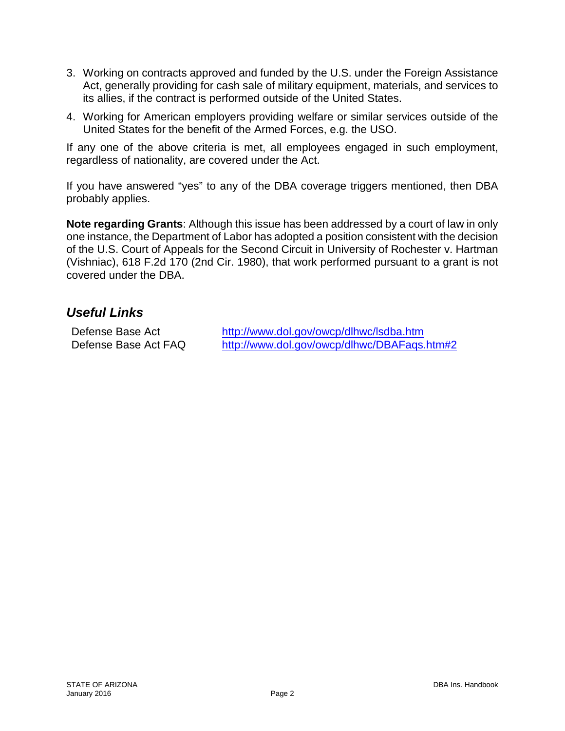3. Working on contracts approved and funded by the U.S. under the Foreign Assistance Act, generally providing for cash sale of military equipment, materials, and services to its allies, if the contract is performed outside of the United States.
4. Working for American employers providing welfare or similar services outside of the United States for the benefit of the Armed Forces, e.g. the USO.

If any one of the above criteria is met, all employees engaged in such employment, regardless of nationality, are covered under the Act.

If you have answered "yes" to any of the DBA coverage triggers mentioned, then DBA probably applies.

**Note regarding Grants**: Although this issue has been addressed by a court of law in only one instance, the Department of Labor has adopted a position consistent with the decision of the U.S. Court of Appeals for the Second Circuit in University of Rochester v. Hartman (Vishniac), 618 F.2d 170 (2nd Cir. 1980), that work performed pursuant to a grant is not covered under the DBA.

## *Useful Links*

| | |
|---|---|
| Defense Base Act | http://www.dol.gov/owcp/dlhwc/lsdba.htm |
| Defense Base Act FAQ | http://www.dol.gov/owcp/dlhwc/DBAFaqs.htm#2 |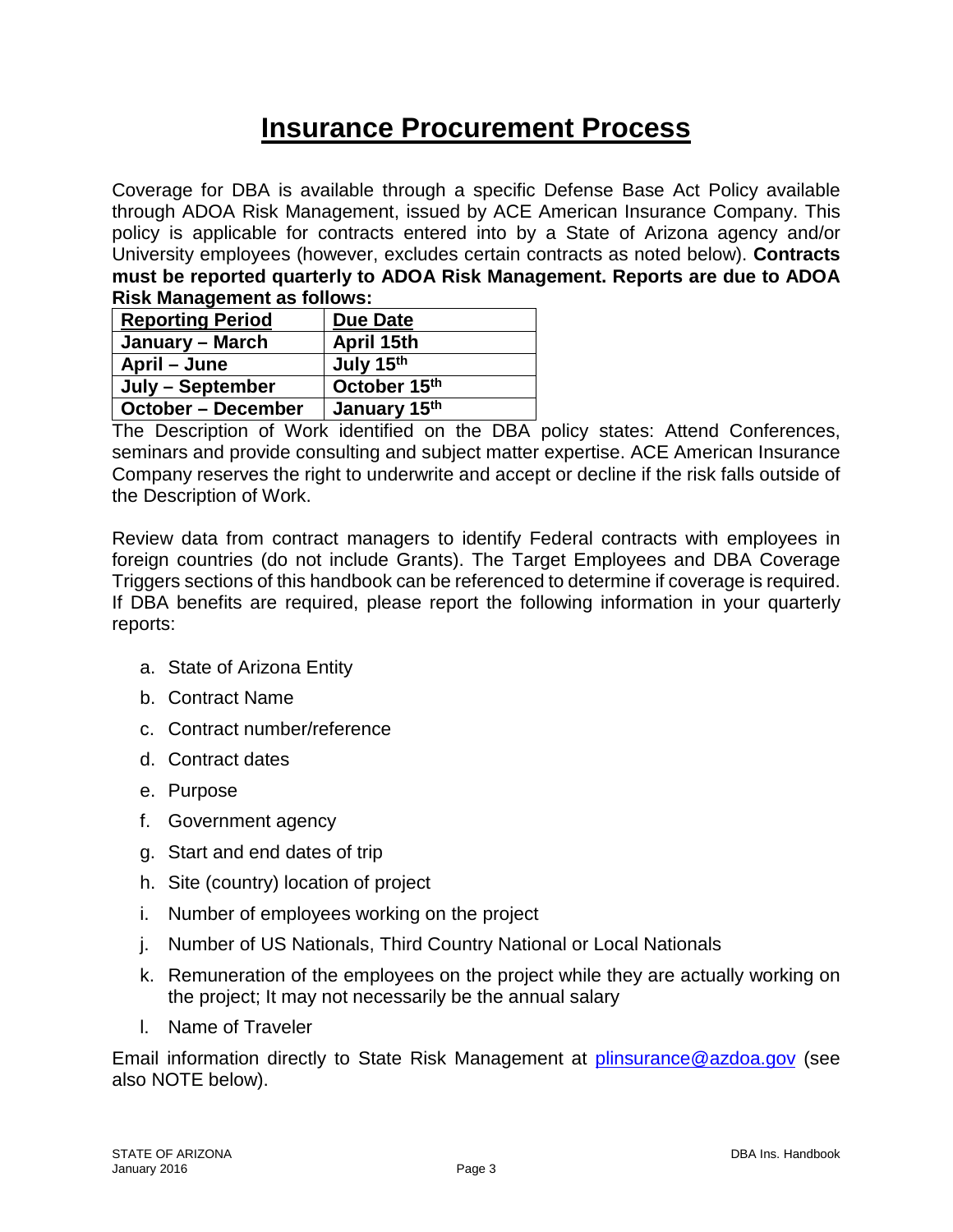# Insurance Procurement Process

Coverage for DBA is available through a specific Defense Base Act Policy available through ADOA Risk Management, issued by ACE American Insurance Company. This policy is applicable for contracts entered into by a State of Arizona agency and/or University employees (however, excludes certain contracts as noted below). **Contracts must be reported quarterly to ADOA Risk Management. Reports are due to ADOA Risk Management as follows:**

| Reporting Period | Due Date |
|---|---|
| **January – March** | **April 15th** |
| **April – June** | **July 15th** |
| **July – September** | **October 15th** |
| **October – December** | **January 15th** |

The Description of Work identified on the DBA policy states: Attend Conferences, seminars and provide consulting and subject matter expertise. ACE American Insurance Company reserves the right to underwrite and accept or decline if the risk falls outside of the Description of Work.

Review data from contract managers to identify Federal contracts with employees in foreign countries (do not include Grants). The Target Employees and DBA Coverage Triggers sections of this handbook can be referenced to determine if coverage is required. If DBA benefits are required, please report the following information in your quarterly reports:

a. State of Arizona Entity
b. Contract Name
c. Contract number/reference
d. Contract dates
e. Purpose
f. Government agency
g. Start and end dates of trip
h. Site (country) location of project
i. Number of employees working on the project
j. Number of US Nationals, Third Country National or Local Nationals
k. Remuneration of the employees on the project while they are actually working on the project; It may not necessarily be the annual salary
l. Name of Traveler

Email information directly to State Risk Management at plinsurance@azdoa.gov (see also NOTE below).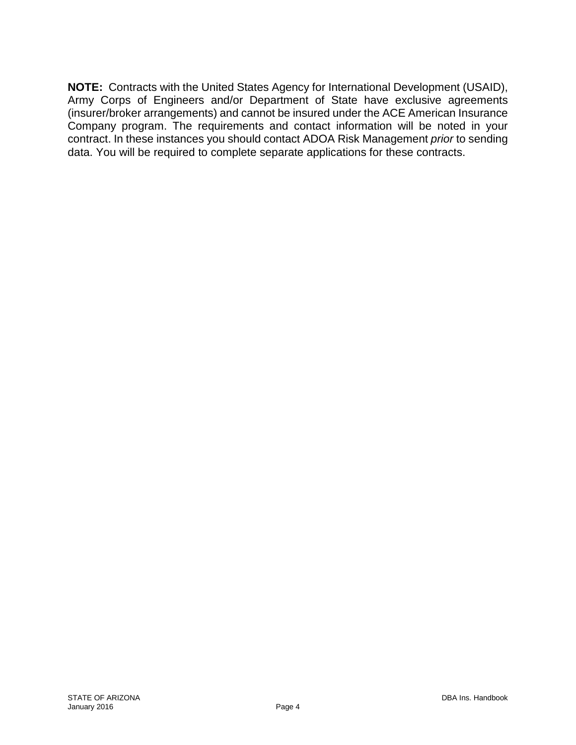**NOTE:** Contracts with the United States Agency for International Development (USAID), Army Corps of Engineers and/or Department of State have exclusive agreements (insurer/broker arrangements) and cannot be insured under the ACE American Insurance Company program. The requirements and contact information will be noted in your contract. In these instances you should contact ADOA Risk Management *prior* to sending data. You will be required to complete separate applications for these contracts.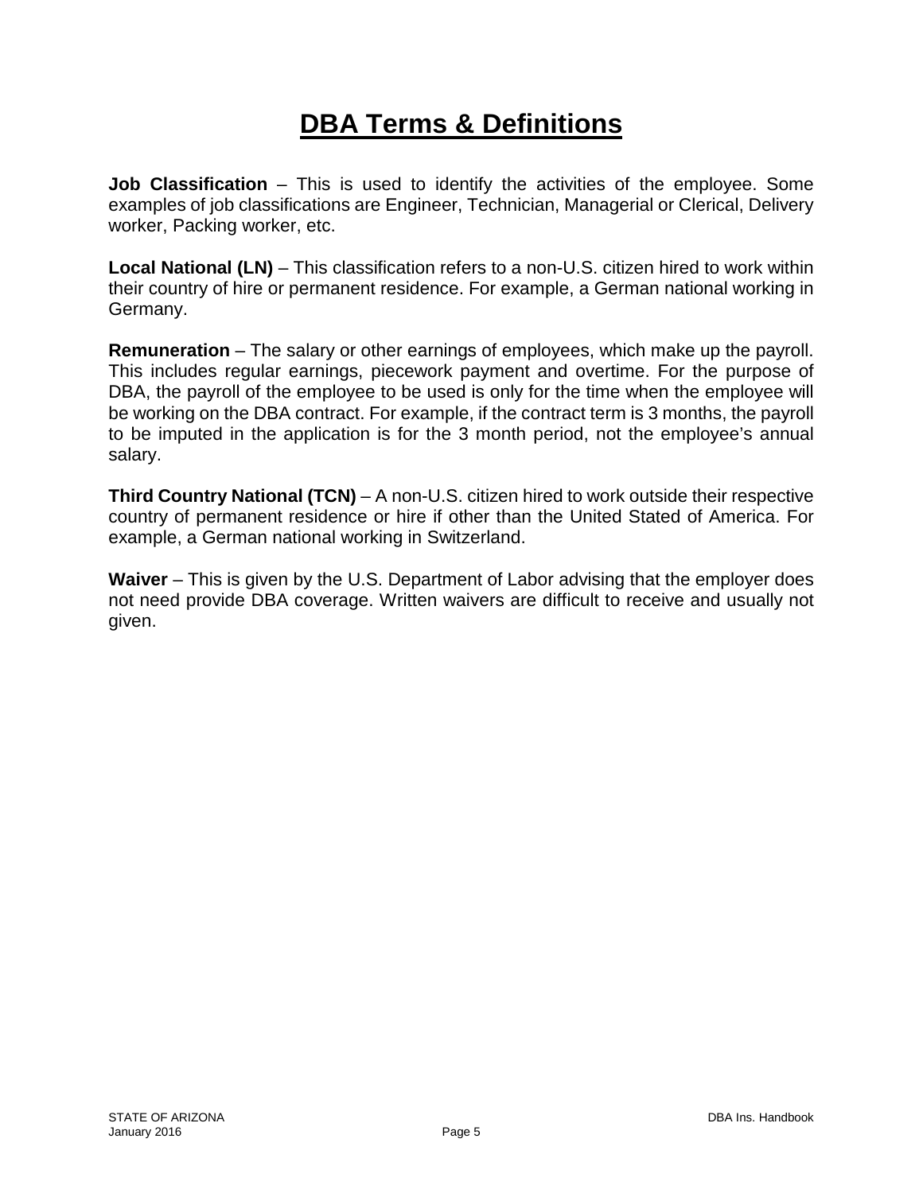# DBA Terms & Definitions

**Job Classification** – This is used to identify the activities of the employee. Some examples of job classifications are Engineer, Technician, Managerial or Clerical, Delivery worker, Packing worker, etc.

**Local National (LN)** – This classification refers to a non-U.S. citizen hired to work within their country of hire or permanent residence. For example, a German national working in Germany.

**Remuneration** – The salary or other earnings of employees, which make up the payroll. This includes regular earnings, piecework payment and overtime. For the purpose of DBA, the payroll of the employee to be used is only for the time when the employee will be working on the DBA contract. For example, if the contract term is 3 months, the payroll to be imputed in the application is for the 3 month period, not the employee's annual salary.

**Third Country National (TCN)** – A non-U.S. citizen hired to work outside their respective country of permanent residence or hire if other than the United Stated of America. For example, a German national working in Switzerland.

**Waiver** – This is given by the U.S. Department of Labor advising that the employer does not need provide DBA coverage. Written waivers are difficult to receive and usually not given.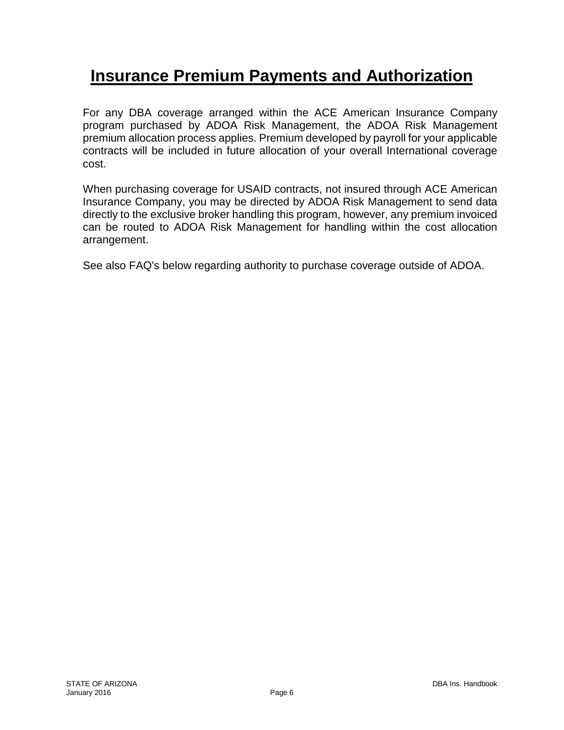# Insurance Premium Payments and Authorization

For any DBA coverage arranged within the ACE American Insurance Company program purchased by ADOA Risk Management, the ADOA Risk Management premium allocation process applies. Premium developed by payroll for your applicable contracts will be included in future allocation of your overall International coverage cost.

When purchasing coverage for USAID contracts, not insured through ACE American Insurance Company, you may be directed by ADOA Risk Management to send data directly to the exclusive broker handling this program, however, any premium invoiced can be routed to ADOA Risk Management for handling within the cost allocation arrangement.

See also FAQ's below regarding authority to purchase coverage outside of ADOA.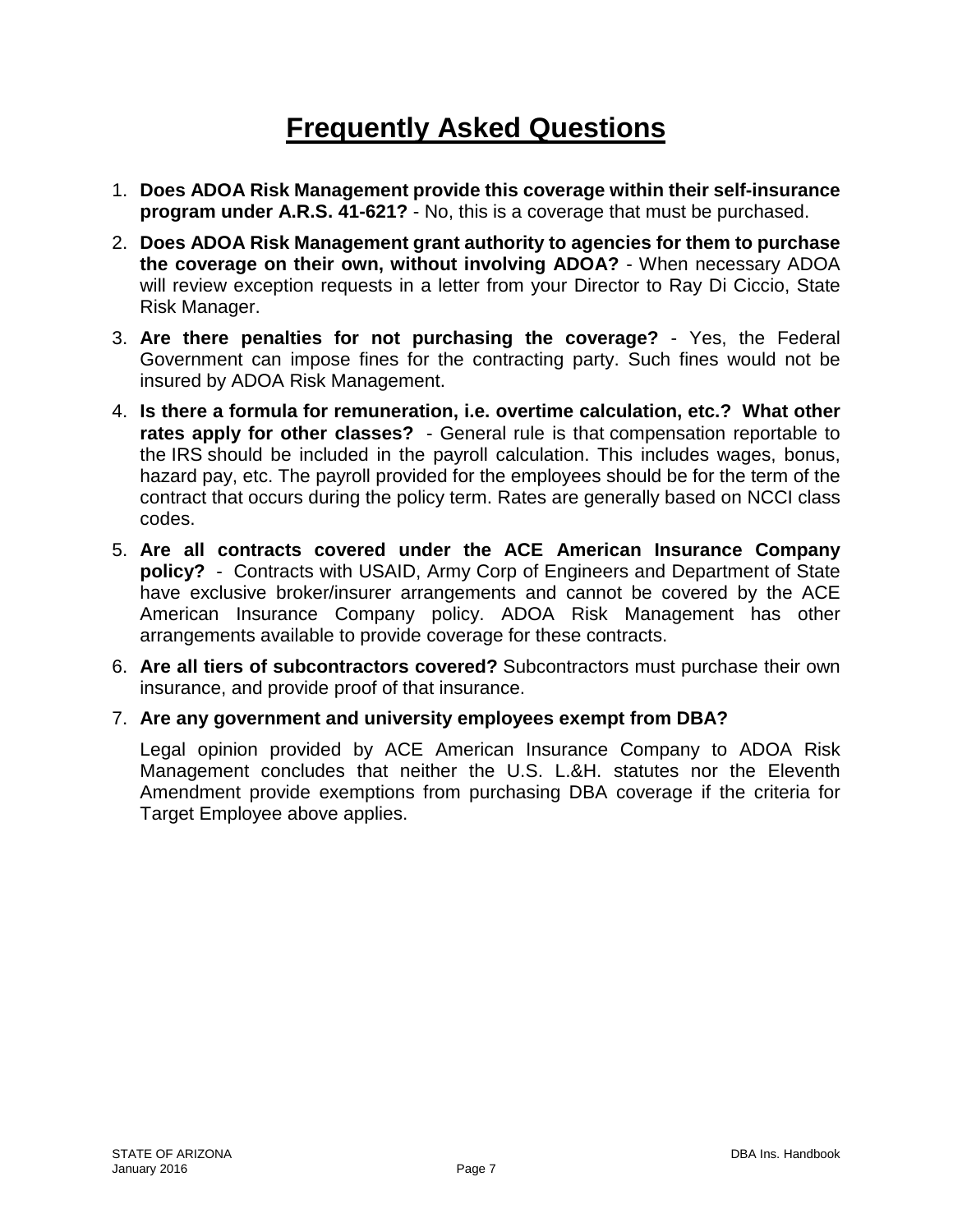# Frequently Asked Questions

1. **Does ADOA Risk Management provide this coverage within their self-insurance program under A.R.S. 41-621?** - No, this is a coverage that must be purchased.
2. **Does ADOA Risk Management grant authority to agencies for them to purchase the coverage on their own, without involving ADOA?** - When necessary ADOA will review exception requests in a letter from your Director to Ray Di Ciccio, State Risk Manager.
3. **Are there penalties for not purchasing the coverage?** - Yes, the Federal Government can impose fines for the contracting party. Such fines would not be insured by ADOA Risk Management.
4. **Is there a formula for remuneration, i.e. overtime calculation, etc.? What other rates apply for other classes?** - General rule is that compensation reportable to the IRS should be included in the payroll calculation. This includes wages, bonus, hazard pay, etc. The payroll provided for the employees should be for the term of the contract that occurs during the policy term. Rates are generally based on NCCI class codes.
5. **Are all contracts covered under the ACE American Insurance Company policy?** - Contracts with USAID, Army Corp of Engineers and Department of State have exclusive broker/insurer arrangements and cannot be covered by the ACE American Insurance Company policy. ADOA Risk Management has other arrangements available to provide coverage for these contracts.
6. **Are all tiers of subcontractors covered?** Subcontractors must purchase their own insurance, and provide proof of that insurance.
7. **Are any government and university employees exempt from DBA?**

   Legal opinion provided by ACE American Insurance Company to ADOA Risk Management concludes that neither the U.S. L.&H. statutes nor the Eleventh Amendment provide exemptions from purchasing DBA coverage if the criteria for Target Employee above applies.